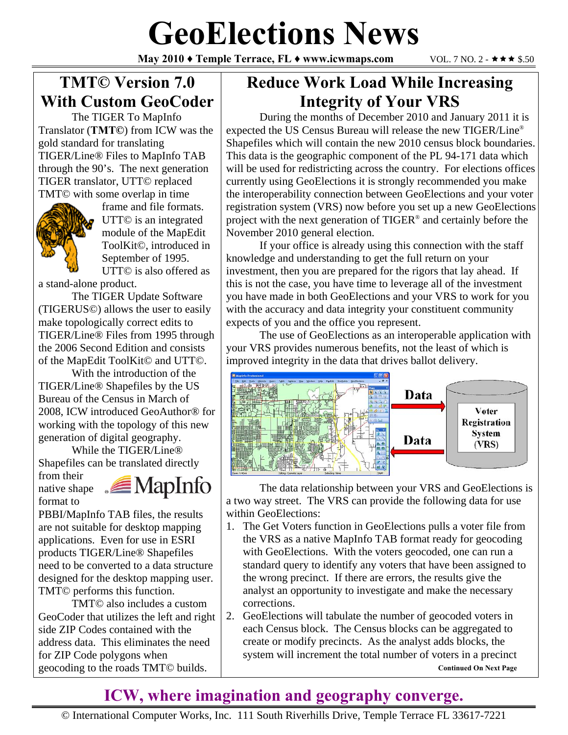# GeoElections News

**May 2010 ♦ Temple Terrace, FL ♦ www.icwmaps.com** VOL. 7 NO. 2 - ★★★ $.50

## TMT© Version 7.0 With Custom GeoCoder

The TIGER To MapInfo Translator (**TMT©**) from ICW was the gold standard for translating TIGER/Line® Files to MapInfo TAB through the 90's. The next generation TIGER translator, UTT© replaced TMT© with some overlap in time frame and file formats. UTT© is an integrated module of the MapEdit ToolKit©, introduced in September of 1995. UTT© is also offered as a stand-alone product.

The TIGER Update Software (TIGERUS©) allows the user to easily make topologically correct edits to TIGER/Line® Files from 1995 through the 2006 Second Edition and consists of the MapEdit ToolKit© and UTT©.

With the introduction of the TIGER/Line® Shapefiles by the US Bureau of the Census in March of 2008, ICW introduced GeoAuthor® for working with the topology of this new generation of digital geography.

While the TIGER/Line® Shapefiles can be translated directly from their native shape format to PBBI/MapInfo TAB files, the results are not suitable for desktop mapping applications. Even for use in ESRI products TIGER/Line® Shapefiles need to be converted to a data structure designed for the desktop mapping user. TMT© performs this function.

TMT© also includes a custom GeoCoder that utilizes the left and right side ZIP Codes contained with the address data. This eliminates the need for ZIP Code polygons when geocoding to the roads TMT© builds.

## Reduce Work Load While Increasing Integrity of Your VRS

During the months of December 2010 and January 2011 it is expected the US Census Bureau will release the new TIGER/Line® Shapefiles which will contain the new 2010 census block boundaries. This data is the geographic component of the PL 94-171 data which will be used for redistricting across the country. For elections offices currently using GeoElections it is strongly recommended you make the interoperability connection between GeoElections and your voter registration system (VRS) now before you set up a new GeoElections project with the next generation of TIGER® and certainly before the November 2010 general election.

If your office is already using this connection with the staff knowledge and understanding to get the full return on your investment, then you are prepared for the rigors that lay ahead. If this is not the case, you have time to leverage all of the investment you have made in both GeoElections and your VRS to work for you with the accuracy and data integrity your constituent community expects of you and the office you represent.

The use of GeoElections as an interoperable application with your VRS provides numerous benefits, not the least of which is improved integrity in the data that drives ballot delivery.

Data → Voter Registration System (VRS) → Data

The data relationship between your VRS and GeoElections is a two way street. The VRS can provide the following data for use within GeoElections:

1. The Get Voters function in GeoElections pulls a voter file from the VRS as a native MapInfo TAB format ready for geocoding with GeoElections. With the voters geocoded, one can run a standard query to identify any voters that have been assigned to the wrong precinct. If there are errors, the results give the analyst an opportunity to investigate and make the necessary corrections.
2. GeoElections will tabulate the number of geocoded voters in each Census block. The Census blocks can be aggregated to create or modify precincts. As the analyst adds blocks, the system will increment the total number of voters in a precinct

**Continued On Next Page**

**ICW, where imagination and geography converge.**

© International Computer Works, Inc. 111 South Riverhills Drive, Temple Terrace FL 33617-7221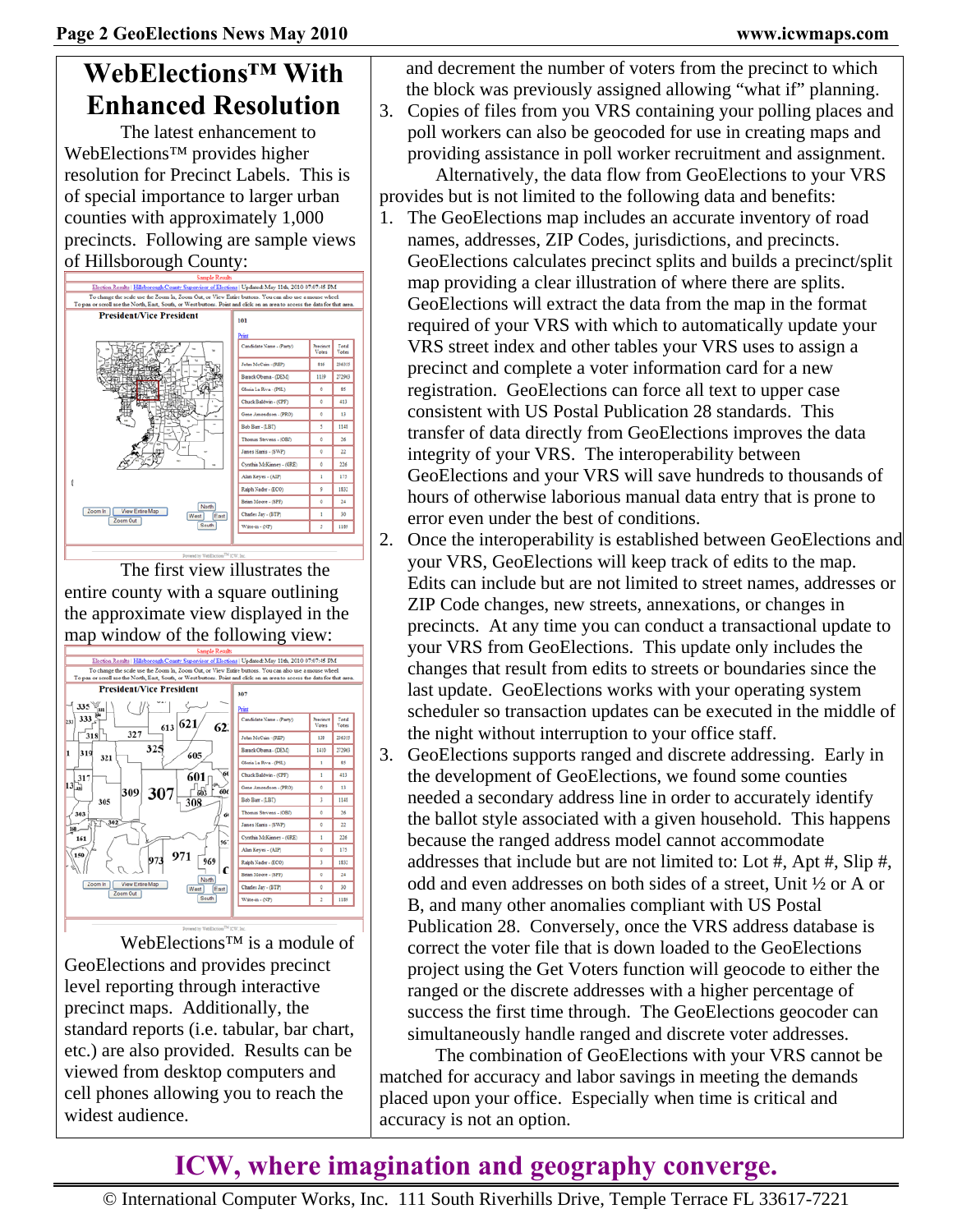# WebElections™ With Enhanced Resolution

The latest enhancement to WebElections™ provides higher resolution for Precinct Labels. This is of special importance to larger urban counties with approximately 1,000 precincts. Following are sample views of Hillsborough County:

The first view illustrates the entire county with a square outlining the approximate view displayed in the map window of the following view:

WebElections™ is a module of GeoElections and provides precinct level reporting through interactive precinct maps. Additionally, the standard reports (i.e. tabular, bar chart, etc.) are also provided. Results can be viewed from desktop computers and cell phones allowing you to reach the widest audience.

and decrement the number of voters from the precinct to which the block was previously assigned allowing "what if" planning.

3. Copies of files from you VRS containing your polling places and poll workers can also be geocoded for use in creating maps and providing assistance in poll worker recruitment and assignment.

Alternatively, the data flow from GeoElections to your VRS provides but is not limited to the following data and benefits:

1. The GeoElections map includes an accurate inventory of road names, addresses, ZIP Codes, jurisdictions, and precincts. GeoElections calculates precinct splits and builds a precinct/split map providing a clear illustration of where there are splits. GeoElections will extract the data from the map in the format required of your VRS with which to automatically update your VRS street index and other tables your VRS uses to assign a precinct and complete a voter information card for a new registration. GeoElections can force all text to upper case consistent with US Postal Publication 28 standards. This transfer of data directly from GeoElections improves the data integrity of your VRS. The interoperability between GeoElections and your VRS will save hundreds to thousands of hours of otherwise laborious manual data entry that is prone to error even under the best of conditions.
2. Once the interoperability is established between GeoElections and your VRS, GeoElections will keep track of edits to the map. Edits can include but are not limited to street names, addresses or ZIP Code changes, new streets, annexations, or changes in precincts. At any time you can conduct a transactional update to your VRS from GeoElections. This update only includes the changes that result from edits to streets or boundaries since the last update. GeoElections works with your operating system scheduler so transaction updates can be executed in the middle of the night without interruption to your office staff.
3. GeoElections supports ranged and discrete addressing. Early in the development of GeoElections, we found some counties needed a secondary address line in order to accurately identify the ballot style associated with a given household. This happens because the ranged address model cannot accommodate addresses that include but are not limited to: Lot #, Apt #, Slip #, odd and even addresses on both sides of a street, Unit ½ or A or B, and many other anomalies compliant with US Postal Publication 28. Conversely, once the VRS address database is correct the voter file that is down loaded to the GeoElections project using the Get Voters function will geocode to either the ranged or the discrete addresses with a higher percentage of success the first time through. The GeoElections geocoder can simultaneously handle ranged and discrete voter addresses.

The combination of GeoElections with your VRS cannot be matched for accuracy and labor savings in meeting the demands placed upon your office. Especially when time is critical and accuracy is not an option.

**ICW, where imagination and geography converge.**

© International Computer Works, Inc. 111 South Riverhills Drive, Temple Terrace FL 33617-7221